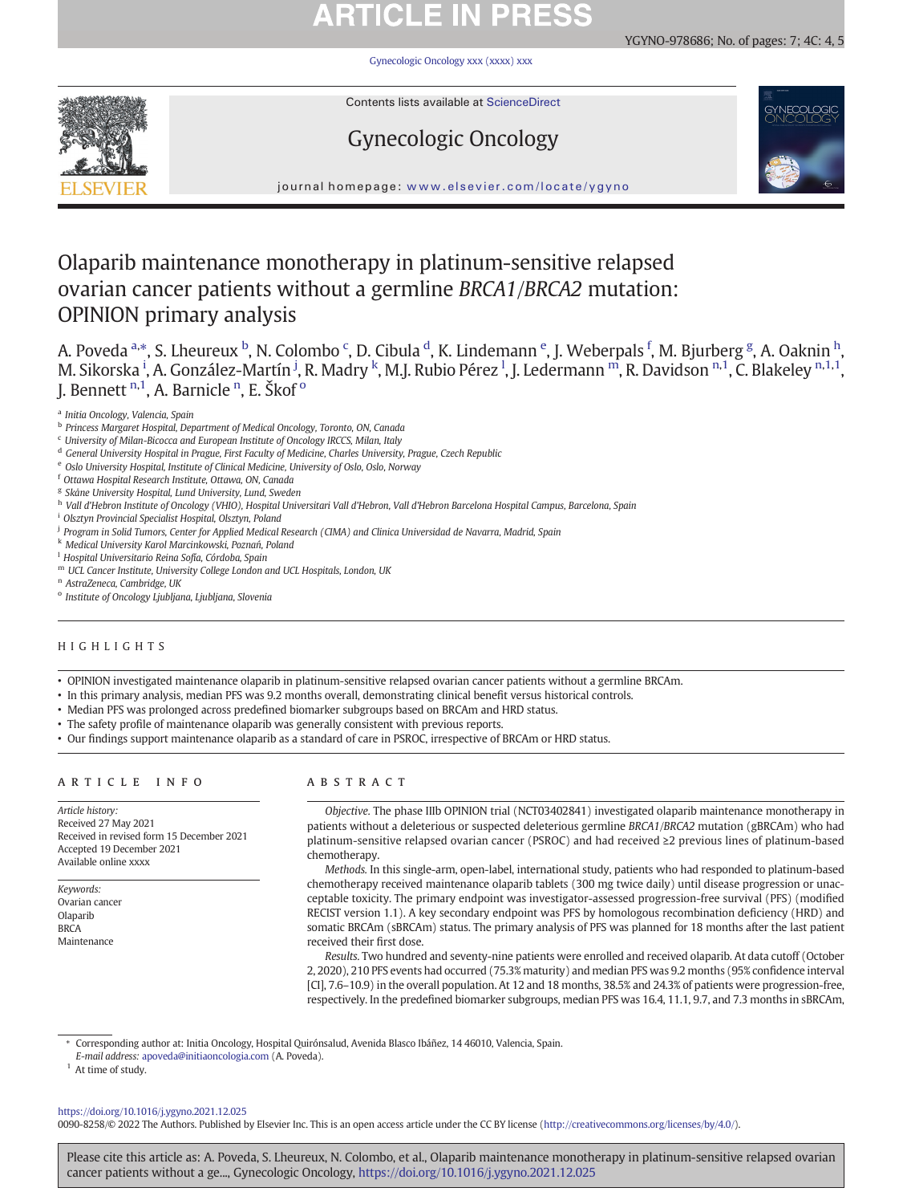# Olaparib maintenance monotherapy in platinum-sensitive relapsed ovarian cancer patients without a germline *BRCA1*/*BRCA2* mutation: OPINION primary analysis

A. Poveda [a,*], S. Lheureux [b], N. Colombo [c], D. Cibula [d], K. Lindemann [e], J. Weberpals [f], M. Bjurberg [g], A. Oaknin [h], M. Sikorska [i], A. González-Martín [j], R. Madry [k], M.J. Rubio Pérez [l], J. Ledermann [m], R. Davidson [n,1], C. Blakeley [n,1,1], J. Bennett [n,1], A. Barnicle [n], E. Škof [o]

[a] Initia Oncology, Valencia, Spain
[b] Princess Margaret Hospital, Department of Medical Oncology, Toronto, ON, Canada
[c] University of Milan-Bicocca and European Institute of Oncology IRCCS, Milan, Italy
[d] General University Hospital in Prague, First Faculty of Medicine, Charles University, Prague, Czech Republic
[e] Oslo University Hospital, Institute of Clinical Medicine, University of Oslo, Oslo, Norway
[f] Ottawa Hospital Research Institute, Ottawa, ON, Canada
[g] Skåne University Hospital, Lund University, Lund, Sweden
[h] Vall d'Hebron Institute of Oncology (VHIO), Hospital Universitari Vall d'Hebron, Vall d'Hebron Barcelona Hospital Campus, Barcelona, Spain
[i] Olsztyn Provincial Specialist Hospital, Olsztyn, Poland
[j] Program in Solid Tumors, Center for Applied Medical Research (CIMA) and Clinica Universidad de Navarra, Madrid, Spain
[k] Medical University Karol Marcinkowski, Poznań, Poland
[l] Hospital Universitario Reina Sofía, Córdoba, Spain
[m] UCL Cancer Institute, University College London and UCL Hospitals, London, UK
[n] AstraZeneca, Cambridge, UK
[o] Institute of Oncology Ljubljana, Ljubljana, Slovenia

## HIGHLIGHTS

- OPINION investigated maintenance olaparib in platinum-sensitive relapsed ovarian cancer patients without a germline BRCAm.
- In this primary analysis, median PFS was 9.2 months overall, demonstrating clinical benefit versus historical controls.
- Median PFS was prolonged across predefined biomarker subgroups based on BRCAm and HRD status.
- The safety profile of maintenance olaparib was generally consistent with previous reports.
- Our findings support maintenance olaparib as a standard of care in PSROC, irrespective of BRCAm or HRD status.

## ARTICLE INFO

*Article history:*
Received 27 May 2021
Received in revised form 15 December 2021
Accepted 19 December 2021
Available online xxxx

*Keywords:*
Ovarian cancer
Olaparib
BRCA
Maintenance

## ABSTRACT

*Objective.* The phase IIIb OPINION trial (NCT03402841) investigated olaparib maintenance monotherapy in patients without a deleterious or suspected deleterious germline *BRCA1*/*BRCA2* mutation (gBRCAm) who had platinum-sensitive relapsed ovarian cancer (PSROC) and had received ≥2 previous lines of platinum-based chemotherapy.

*Methods.* In this single-arm, open-label, international study, patients who had responded to platinum-based chemotherapy received maintenance olaparib tablets (300 mg twice daily) until disease progression or unacceptable toxicity. The primary endpoint was investigator-assessed progression-free survival (PFS) (modified RECIST version 1.1). A key secondary endpoint was PFS by homologous recombination deficiency (HRD) and somatic BRCAm (sBRCAm) status. The primary analysis of PFS was planned for 18 months after the last patient received their first dose.

*Results.* Two hundred and seventy-nine patients were enrolled and received olaparib. At data cutoff (October 2, 2020), 210 PFS events had occurred (75.3% maturity) and median PFS was 9.2 months (95% confidence interval [CI], 7.6–10.9) in the overall population. At 12 and 18 months, 38.5% and 24.3% of patients were progression-free, respectively. In the predefined biomarker subgroups, median PFS was 16.4, 11.1, 9.7, and 7.3 months in sBRCAm,

* Corresponding author at: Initia Oncology, Hospital Quirónsalud, Avenida Blasco Ibáñez, 14 46010, Valencia, Spain.
*E-mail address:* apoveda@initiaoncologia.com (A. Poveda).
[1] At time of study.

https://doi.org/10.1016/j.ygyno.2021.12.025
0090-8258/© 2022 The Authors. Published by Elsevier Inc. This is an open access article under the CC BY license (http://creativecommons.org/licenses/by/4.0/).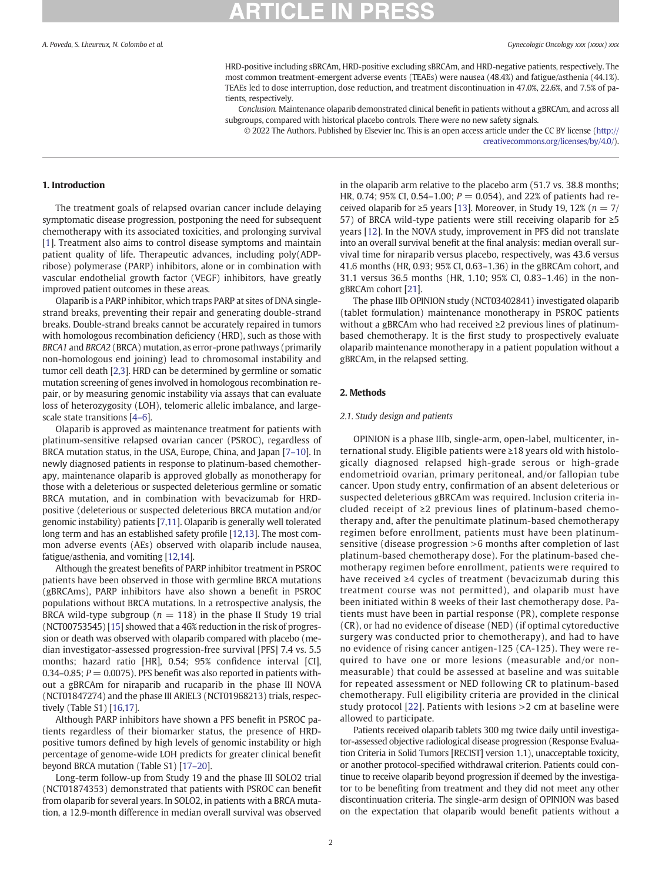HRD-positive including sBRCAm, HRD-positive excluding sBRCAm, and HRD-negative patients, respectively. The most common treatment-emergent adverse events (TEAEs) were nausea (48.4%) and fatigue/asthenia (44.1%). TEAEs led to dose interruption, dose reduction, and treatment discontinuation in 47.0%, 22.6%, and 7.5% of patients, respectively.

*Conclusion.* Maintenance olaparib demonstrated clinical benefit in patients without a gBRCAm, and across all subgroups, compared with historical placebo controls. There were no new safety signals.

© 2022 The Authors. Published by Elsevier Inc. This is an open access article under the CC BY license (http://creativecommons.org/licenses/by/4.0/).

## 1. Introduction

The treatment goals of relapsed ovarian cancer include delaying symptomatic disease progression, postponing the need for subsequent chemotherapy with its associated toxicities, and prolonging survival [1]. Treatment also aims to control disease symptoms and maintain patient quality of life. Therapeutic advances, including poly(ADP-ribose) polymerase (PARP) inhibitors, alone or in combination with vascular endothelial growth factor (VEGF) inhibitors, have greatly improved patient outcomes in these areas.

Olaparib is a PARP inhibitor, which traps PARP at sites of DNA single-strand breaks, preventing their repair and generating double-strand breaks. Double-strand breaks cannot be accurately repaired in tumors with homologous recombination deficiency (HRD), such as those with *BRCA1* and *BRCA2* (BRCA) mutation, as error-prone pathways (primarily non-homologous end joining) lead to chromosomal instability and tumor cell death [2,3]. HRD can be determined by germline or somatic mutation screening of genes involved in homologous recombination repair, or by measuring genomic instability via assays that can evaluate loss of heterozygosity (LOH), telomeric allelic imbalance, and large-scale state transitions [4–6].

Olaparib is approved as maintenance treatment for patients with platinum-sensitive relapsed ovarian cancer (PSROC), regardless of BRCA mutation status, in the USA, Europe, China, and Japan [7–10]. In newly diagnosed patients in response to platinum-based chemotherapy, maintenance olaparib is approved globally as monotherapy for those with a deleterious or suspected deleterious germline or somatic BRCA mutation, and in combination with bevacizumab for HRD-positive (deleterious or suspected deleterious BRCA mutation and/or genomic instability) patients [7,11]. Olaparib is generally well tolerated long term and has an established safety profile [12,13]. The most common adverse events (AEs) observed with olaparib include nausea, fatigue/asthenia, and vomiting [12,14].

Although the greatest benefits of PARP inhibitor treatment in PSROC patients have been observed in those with germline BRCA mutations (gBRCAms), PARP inhibitors have also shown a benefit in PSROC populations without BRCA mutations. In a retrospective analysis, the BRCA wild-type subgroup ($n = 118$) in the phase II Study 19 trial (NCT00753545) [15] showed that a 46% reduction in the risk of progression or death was observed with olaparib compared with placebo (median investigator-assessed progression-free survival [PFS] 7.4 vs. 5.5 months; hazard ratio [HR], 0.54; 95% confidence interval [CI], 0.34–0.85; $P = 0.0075$). PFS benefit was also reported in patients without a gBRCAm for niraparib and rucaparib in the phase III NOVA (NCT01847274) and the phase III ARIEL3 (NCT01968213) trials, respectively (Table S1) [16,17].

Although PARP inhibitors have shown a PFS benefit in PSROC patients regardless of their biomarker status, the presence of HRD-positive tumors defined by high levels of genomic instability or high percentage of genome-wide LOH predicts for greater clinical benefit beyond BRCA mutation (Table S1) [17–20].

Long-term follow-up from Study 19 and the phase III SOLO2 trial (NCT01874353) demonstrated that patients with PSROC can benefit from olaparib for several years. In SOLO2, in patients with a BRCA mutation, a 12.9-month difference in median overall survival was observed in the olaparib arm relative to the placebo arm (51.7 vs. 38.8 months; HR, 0.74; 95% CI, 0.54–1.00; $P = 0.054$), and 22% of patients had received olaparib for ≥5 years [13]. Moreover, in Study 19, 12% ($n = 7/57$) of BRCA wild-type patients were still receiving olaparib for ≥5 years [12]. In the NOVA study, improvement in PFS did not translate into an overall survival benefit at the final analysis: median overall survival time for niraparib versus placebo, respectively, was 43.6 versus 41.6 months (HR, 0.93; 95% CI, 0.63–1.36) in the gBRCAm cohort, and 31.1 versus 36.5 months (HR, 1.10; 95% CI, 0.83–1.46) in the non-gBRCAm cohort [21].

The phase IIIb OPINION study (NCT03402841) investigated olaparib (tablet formulation) maintenance monotherapy in PSROC patients without a gBRCAm who had received ≥2 previous lines of platinum-based chemotherapy. It is the first study to prospectively evaluate olaparib maintenance monotherapy in a patient population without a gBRCAm, in the relapsed setting.

## 2. Methods

### *2.1. Study design and patients*

OPINION is a phase IIIb, single-arm, open-label, multicenter, international study. Eligible patients were ≥18 years old with histologically diagnosed relapsed high-grade serous or high-grade endometrioid ovarian, primary peritoneal, and/or fallopian tube cancer. Upon study entry, confirmation of an absent deleterious or suspected deleterious gBRCAm was required. Inclusion criteria included receipt of ≥2 previous lines of platinum-based chemotherapy and, after the penultimate platinum-based chemotherapy regimen before enrollment, patients must have been platinum-sensitive (disease progression >6 months after completion of last platinum-based chemotherapy dose). For the platinum-based chemotherapy regimen before enrollment, patients were required to have received ≥4 cycles of treatment (bevacizumab during this treatment course was not permitted), and olaparib must have been initiated within 8 weeks of their last chemotherapy dose. Patients must have been in partial response (PR), complete response (CR), or had no evidence of disease (NED) (if optimal cytoreductive surgery was conducted prior to chemotherapy), and had to have no evidence of rising cancer antigen-125 (CA-125). They were required to have one or more lesions (measurable and/or non-measurable) that could be assessed at baseline and was suitable for repeated assessment or NED following CR to platinum-based chemotherapy. Full eligibility criteria are provided in the clinical study protocol [22]. Patients with lesions >2 cm at baseline were allowed to participate.

Patients received olaparib tablets 300 mg twice daily until investigator-assessed objective radiological disease progression (Response Evaluation Criteria in Solid Tumors [RECIST] version 1.1), unacceptable toxicity, or another protocol-specified withdrawal criterion. Patients could continue to receive olaparib beyond progression if deemed by the investigator to be benefiting from treatment and they did not meet any other discontinuation criteria. The single-arm design of OPINION was based on the expectation that olaparib would benefit patients without a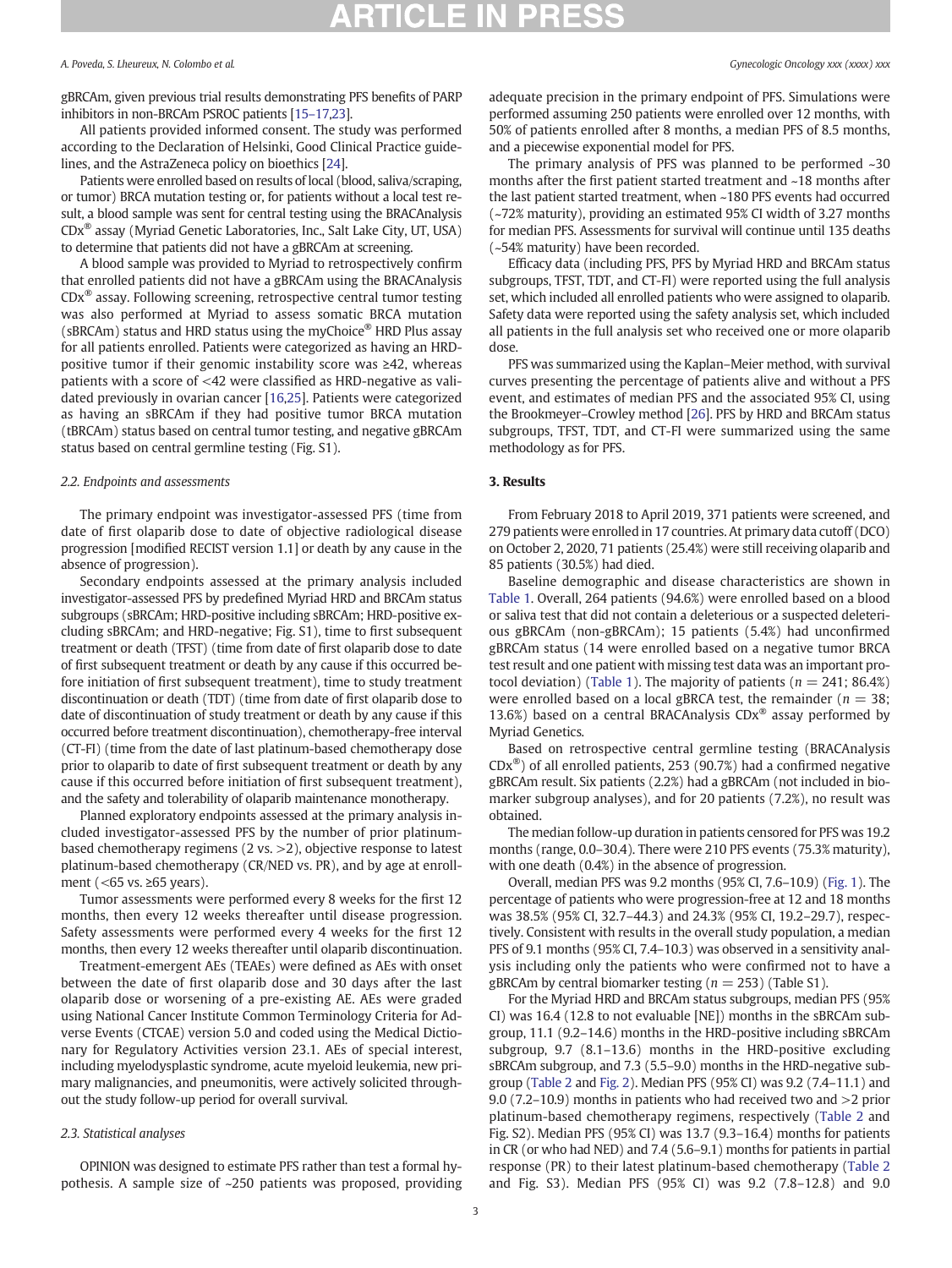gBRCAm, given previous trial results demonstrating PFS benefits of PARP inhibitors in non-BRCAm PSROC patients [15–17,23].

All patients provided informed consent. The study was performed according to the Declaration of Helsinki, Good Clinical Practice guidelines, and the AstraZeneca policy on bioethics [24].

Patients were enrolled based on results of local (blood, saliva/scraping, or tumor) BRCA mutation testing or, for patients without a local test result, a blood sample was sent for central testing using the BRACAnalysis CDx® assay (Myriad Genetic Laboratories, Inc., Salt Lake City, UT, USA) to determine that patients did not have a gBRCAm at screening.

A blood sample was provided to Myriad to retrospectively confirm that enrolled patients did not have a gBRCAm using the BRACAnalysis CDx® assay. Following screening, retrospective central tumor testing was also performed at Myriad to assess somatic BRCA mutation (sBRCAm) status and HRD status using the myChoice® HRD Plus assay for all patients enrolled. Patients were categorized as having an HRD-positive tumor if their genomic instability score was ≥42, whereas patients with a score of <42 were classified as HRD-negative as validated previously in ovarian cancer [16,25]. Patients were categorized as having an sBRCAm if they had positive tumor BRCA mutation (tBRCAm) status based on central tumor testing, and negative gBRCAm status based on central germline testing (Fig. S1).

### 2.2. Endpoints and assessments

The primary endpoint was investigator-assessed PFS (time from date of first olaparib dose to date of objective radiological disease progression [modified RECIST version 1.1] or death by any cause in the absence of progression).

Secondary endpoints assessed at the primary analysis included investigator-assessed PFS by predefined Myriad HRD and BRCAm status subgroups (sBRCAm; HRD-positive including sBRCAm; HRD-positive excluding sBRCAm; and HRD-negative; Fig. S1), time to first subsequent treatment or death (TFST) (time from date of first olaparib dose to date of first subsequent treatment or death by any cause if this occurred before initiation of first subsequent treatment), time to study treatment discontinuation or death (TDT) (time from date of first olaparib dose to date of discontinuation of study treatment or death by any cause if this occurred before treatment discontinuation), chemotherapy-free interval (CT-FI) (time from the date of last platinum-based chemotherapy dose prior to olaparib to date of first subsequent treatment or death by any cause if this occurred before initiation of first subsequent treatment), and the safety and tolerability of olaparib maintenance monotherapy.

Planned exploratory endpoints assessed at the primary analysis included investigator-assessed PFS by the number of prior platinum-based chemotherapy regimens (2 vs. >2), objective response to latest platinum-based chemotherapy (CR/NED vs. PR), and by age at enrollment (<65 vs. ≥65 years).

Tumor assessments were performed every 8 weeks for the first 12 months, then every 12 weeks thereafter until disease progression. Safety assessments were performed every 4 weeks for the first 12 months, then every 12 weeks thereafter until olaparib discontinuation.

Treatment-emergent AEs (TEAEs) were defined as AEs with onset between the date of first olaparib dose and 30 days after the last olaparib dose or worsening of a pre-existing AE. AEs were graded using National Cancer Institute Common Terminology Criteria for Adverse Events (CTCAE) version 5.0 and coded using the Medical Dictionary for Regulatory Activities version 23.1. AEs of special interest, including myelodysplastic syndrome, acute myeloid leukemia, new primary malignancies, and pneumonitis, were actively solicited throughout the study follow-up period for overall survival.

### 2.3. Statistical analyses

OPINION was designed to estimate PFS rather than test a formal hypothesis. A sample size of ~250 patients was proposed, providing adequate precision in the primary endpoint of PFS. Simulations were performed assuming 250 patients were enrolled over 12 months, with 50% of patients enrolled after 8 months, a median PFS of 8.5 months, and a piecewise exponential model for PFS.

The primary analysis of PFS was planned to be performed ~30 months after the first patient started treatment and ~18 months after the last patient started treatment, when ~180 PFS events had occurred (~72% maturity), providing an estimated 95% CI width of 3.27 months for median PFS. Assessments for survival will continue until 135 deaths (~54% maturity) have been recorded.

Efficacy data (including PFS, PFS by Myriad HRD and BRCAm status subgroups, TFST, TDT, and CT-FI) were reported using the full analysis set, which included all enrolled patients who were assigned to olaparib. Safety data were reported using the safety analysis set, which included all patients in the full analysis set who received one or more olaparib dose.

PFS was summarized using the Kaplan–Meier method, with survival curves presenting the percentage of patients alive and without a PFS event, and estimates of median PFS and the associated 95% CI, using the Brookmeyer–Crowley method [26]. PFS by HRD and BRCAm status subgroups, TFST, TDT, and CT-FI were summarized using the same methodology as for PFS.

## 3. Results

From February 2018 to April 2019, 371 patients were screened, and 279 patients were enrolled in 17 countries. At primary data cutoff (DCO) on October 2, 2020, 71 patients (25.4%) were still receiving olaparib and 85 patients (30.5%) had died.

Baseline demographic and disease characteristics are shown in Table 1. Overall, 264 patients (94.6%) were enrolled based on a blood or saliva test that did not contain a deleterious or a suspected deleterious gBRCAm (non-gBRCAm); 15 patients (5.4%) had unconfirmed gBRCAm status (14 were enrolled based on a negative tumor BRCA test result and one patient with missing test data was an important protocol deviation) (Table 1). The majority of patients ($n = 241$; 86.4%) were enrolled based on a local gBRCA test, the remainder ($n = 38$; 13.6%) based on a central BRACAnalysis CDx® assay performed by Myriad Genetics.

Based on retrospective central germline testing (BRACAnalysis CDx®) of all enrolled patients, 253 (90.7%) had a confirmed negative gBRCAm result. Six patients (2.2%) had a gBRCAm (not included in biomarker subgroup analyses), and for 20 patients (7.2%), no result was obtained.

The median follow-up duration in patients censored for PFS was 19.2 months (range, 0.0–30.4). There were 210 PFS events (75.3% maturity), with one death (0.4%) in the absence of progression.

Overall, median PFS was 9.2 months (95% CI, 7.6–10.9) (Fig. 1). The percentage of patients who were progression-free at 12 and 18 months was 38.5% (95% CI, 32.7–44.3) and 24.3% (95% CI, 19.2–29.7), respectively. Consistent with results in the overall study population, a median PFS of 9.1 months (95% CI, 7.4–10.3) was observed in a sensitivity analysis including only the patients who were confirmed not to have a gBRCAm by central biomarker testing ($n = 253$) (Table S1).

For the Myriad HRD and BRCAm status subgroups, median PFS (95% CI) was 16.4 (12.8 to not evaluable [NE]) months in the sBRCAm subgroup, 11.1 (9.2–14.6) months in the HRD-positive including sBRCAm subgroup, 9.7 (8.1–13.6) months in the HRD-positive excluding sBRCAm subgroup, and 7.3 (5.5–9.0) months in the HRD-negative subgroup (Table 2 and Fig. 2). Median PFS (95% CI) was 9.2 (7.4–11.1) and 9.0 (7.2–10.9) months in patients who had received two and >2 prior platinum-based chemotherapy regimens, respectively (Table 2 and Fig. S2). Median PFS (95% CI) was 13.7 (9.3–16.4) months for patients in CR (or who had NED) and 7.4 (5.6–9.1) months for patients in partial response (PR) to their latest platinum-based chemotherapy (Table 2 and Fig. S3). Median PFS (95% CI) was 9.2 (7.8–12.8) and 9.0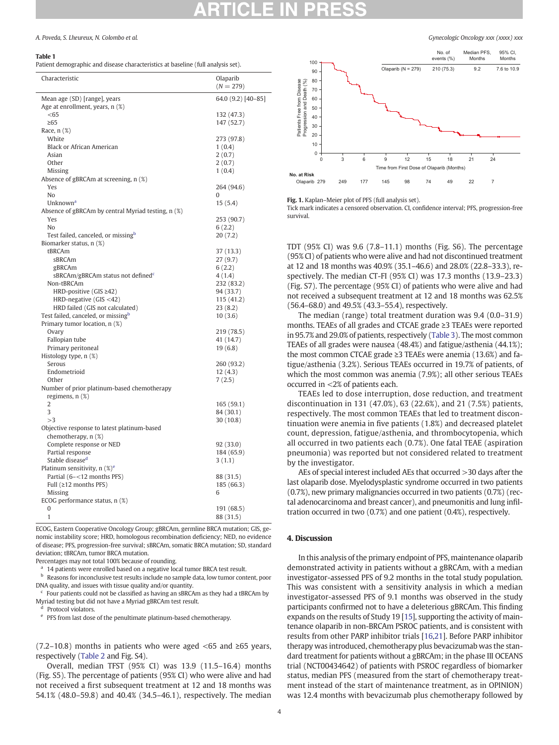**Table 1**
Patient demographic and disease characteristics at baseline (full analysis set).

| Characteristic | Olaparib (N = 279) |
|---|---|
| Mean age (SD) [range], years | 64.0 (9.2) [40–85] |
| Age at enrollment, years, n (%) | |
| <65 | 132 (47.3) |
| ≥65 | 147 (52.7) |
| Race, n (%) | |
| White | 273 (97.8) |
| Black or African American | 1 (0.4) |
| Asian | 2 (0.7) |
| Other | 2 (0.7) |
| Missing | 1 (0.4) |
| Absence of gBRCAm at screening, n (%) | |
| Yes | 264 (94.6) |
| No | 0 |
| Unknown[a] | 15 (5.4) |
| Absence of gBRCAm by central Myriad testing, n (%) | |
| Yes | 253 (90.7) |
| No | 6 (2.2) |
| Test failed, canceled, or missing[b] | 20 (7.2) |
| Biomarker status, n (%) | |
| tBRCAm | 37 (13.3) |
| sBRCAm | 27 (9.7) |
| gBRCAm | 6 (2.2) |
| sBRCAm/gBRCAm status not defined[c] | 4 (1.4) |
| Non-tBRCAm | 232 (83.2) |
| HRD-positive (GIS ≥42) | 94 (33.7) |
| HRD-negative (GIS <42) | 115 (41.2) |
| HRD failed (GIS not calculated) | 23 (8.2) |
| Test failed, canceled, or missing[b] | 10 (3.6) |
| Primary tumor location, n (%) | |
| Ovary | 219 (78.5) |
| Fallopian tube | 41 (14.7) |
| Primary peritoneal | 19 (6.8) |
| Histology type, n (%) | |
| Serous | 260 (93.2) |
| Endometrioid | 12 (4.3) |
| Other | 7 (2.5) |
| Number of prior platinum-based chemotherapy regimens, n (%) | |
| 2 | 165 (59.1) |
| 3 | 84 (30.1) |
| >3 | 30 (10.8) |
| Objective response to latest platinum-based chemotherapy, n (%) | |
| Complete response or NED | 92 (33.0) |
| Partial response | 184 (65.9) |
| Stable disease[d] | 3 (1.1) |
| Platinum sensitivity, n (%)[e] | |
| Partial (6–<12 months PFS) | 88 (31.5) |
| Full (≥12 months PFS) | 185 (66.3) |
| Missing | 6 |
| ECOG performance status, n (%) | |
| 0 | 191 (68.5) |
| 1 | 88 (31.5) |

ECOG, Eastern Cooperative Oncology Group; gBRCAm, germline BRCA mutation; GIS, genomic instability score; HRD, homologous recombination deficiency; NED, no evidence of disease; PFS, progression-free survival; sBRCAm, somatic BRCA mutation; SD, standard deviation; tBRCAm, tumor BRCA mutation.
Percentages may not total 100% because of rounding.
[a] 14 patients were enrolled based on a negative local tumor BRCA test result.
[b] Reasons for inconclusive test results include no sample data, low tumor content, poor DNA quality, and issues with tissue quality and/or quantity.
[c] Four patients could not be classified as having an sBRCAm as they had a tBRCAm by Myriad testing but did not have a Myriad gBRCAm test result.
[d] Protocol violators.
[e] PFS from last dose of the penultimate platinum-based chemotherapy.

(7.2–10.8) months in patients who were aged <65 and ≥65 years, respectively (Table 2 and Fig. S4).

Overall, median TFST (95% CI) was 13.9 (11.5–16.4) months (Fig. S5). The percentage of patients (95% CI) who were alive and had not received a first subsequent treatment at 12 and 18 months was 54.1% (48.0–59.8) and 40.4% (34.5–46.1), respectively. The median TDT (95% CI) was 9.6 (7.8–11.1) months (Fig. S6). The percentage (95% CI) of patients who were alive and had not discontinued treatment at 12 and 18 months was 40.9% (35.1–46.6) and 28.0% (22.8–33.3), respectively. The median CT-FI (95% CI) was 17.3 months (13.9–23.3) (Fig. S7). The percentage (95% CI) of patients who were alive and had not received a subsequent treatment at 12 and 18 months was 62.5% (56.4–68.0) and 49.5% (43.3–55.4), respectively.

**Fig. 1.** Kaplan–Meier plot of PFS (full analysis set).
Tick mark indicates a censored observation. CI, confidence interval; PFS, progression-free survival.

The median (range) total treatment duration was 9.4 (0.0–31.9) months. TEAEs of all grades and CTCAE grade ≥3 TEAEs were reported in 95.7% and 29.0% of patients, respectively (Table 3). The most common TEAEs of all grades were nausea (48.4%) and fatigue/asthenia (44.1%); the most common CTCAE grade ≥3 TEAEs were anemia (13.6%) and fatigue/asthenia (3.2%). Serious TEAEs occurred in 19.7% of patients, of which the most common was anemia (7.9%); all other serious TEAEs occurred in <2% of patients each.

TEAEs led to dose interruption, dose reduction, and treatment discontinuation in 131 (47.0%), 63 (22.6%), and 21 (7.5%) patients, respectively. The most common TEAEs that led to treatment discontinuation were anemia in five patients (1.8%) and decreased platelet count, depression, fatigue/asthenia, and thrombocytopenia, which all occurred in two patients each (0.7%). One fatal TEAE (aspiration pneumonia) was reported but not considered related to treatment by the investigator.

AEs of special interest included AEs that occurred >30 days after the last olaparib dose. Myelodysplastic syndrome occurred in two patients (0.7%), new primary malignancies occurred in two patients (0.7%) (rectal adenocarcinoma and breast cancer), and pneumonitis and lung infiltration occurred in two (0.7%) and one patient (0.4%), respectively.

## 4. Discussion

In this analysis of the primary endpoint of PFS, maintenance olaparib demonstrated activity in patients without a gBRCAm, with a median investigator-assessed PFS of 9.2 months in the total study population. This was consistent with a sensitivity analysis in which a median investigator-assessed PFS of 9.1 months was observed in the study participants confirmed not to have a deleterious gBRCAm. This finding expands on the results of Study 19 [15], supporting the activity of maintenance olaparib in non-BRCAm PSROC patients, and is consistent with results from other PARP inhibitor trials [16,21]. Before PARP inhibitor therapy was introduced, chemotherapy plus bevacizumab was the standard treatment for patients without a gBRCAm; in the phase III OCEANS trial (NCT00434642) of patients with PSROC regardless of biomarker status, median PFS (measured from the start of chemotherapy treatment instead of the start of maintenance treatment, as in OPINION) was 12.4 months with bevacizumab plus chemotherapy followed by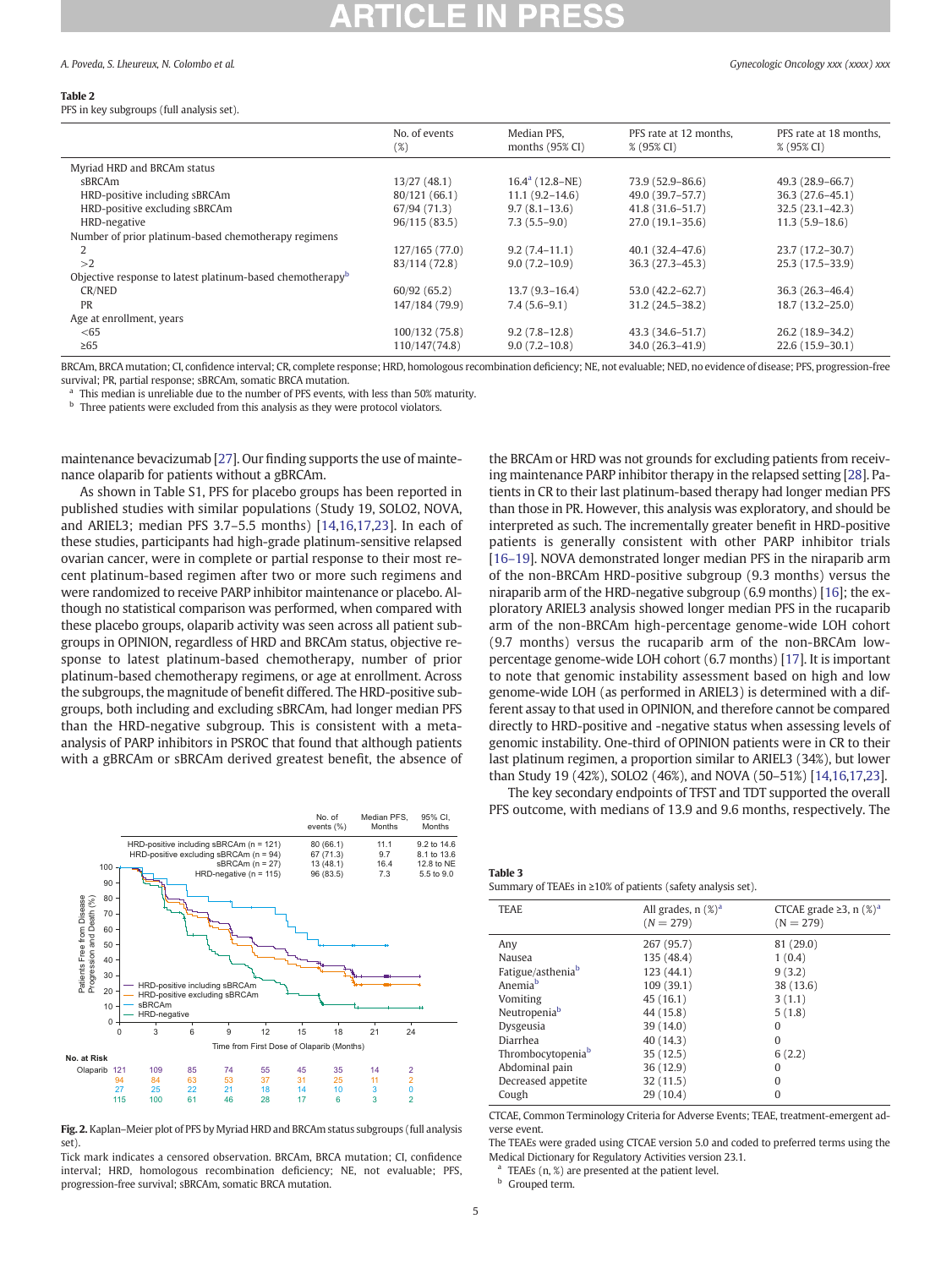**Table 2**
PFS in key subgroups (full analysis set).

| | No. of events (%) | Median PFS, months (95% CI) | PFS rate at 12 months, % (95% CI) | PFS rate at 18 months, % (95% CI) |
|---|---|---|---|---|
| Myriad HRD and BRCAm status | | | | |
| sBRCAm | 13/27 (48.1) | 16.4[a] (12.8–NE) | 73.9 (52.9–86.6) | 49.3 (28.9–66.7) |
| HRD-positive including sBRCAm | 80/121 (66.1) | 11.1 (9.2–14.6) | 49.0 (39.7–57.7) | 36.3 (27.6–45.1) |
| HRD-positive excluding sBRCAm | 67/94 (71.3) | 9.7 (8.1–13.6) | 41.8 (31.6–51.7) | 32.5 (23.1–42.3) |
| HRD-negative | 96/115 (83.5) | 7.3 (5.5–9.0) | 27.0 (19.1–35.6) | 11.3 (5.9–18.6) |
| Number of prior platinum-based chemotherapy regimens | | | | |
| 2 | 127/165 (77.0) | 9.2 (7.4–11.1) | 40.1 (32.4–47.6) | 23.7 (17.2–30.7) |
| >2 | 83/114 (72.8) | 9.0 (7.2–10.9) | 36.3 (27.3–45.3) | 25.3 (17.5–33.9) |
| Objective response to latest platinum-based chemotherapy[b] | | | | |
| CR/NED | 60/92 (65.2) | 13.7 (9.3–16.4) | 53.0 (42.2–62.7) | 36.3 (26.3–46.4) |
| PR | 147/184 (79.9) | 7.4 (5.6–9.1) | 31.2 (24.5–38.2) | 18.7 (13.2–25.0) |
| Age at enrollment, years | | | | |
| <65 | 100/132 (75.8) | 9.2 (7.8–12.8) | 43.3 (34.6–51.7) | 26.2 (18.9–34.2) |
| ≥65 | 110/147(74.8) | 9.0 (7.2–10.8) | 34.0 (26.3–41.9) | 22.6 (15.9–30.1) |

BRCAm, BRCA mutation; CI, confidence interval; CR, complete response; HRD, homologous recombination deficiency; NE, not evaluable; NED, no evidence of disease; PFS, progression-free survival; PR, partial response; sBRCAm, somatic BRCA mutation.
[a] This median is unreliable due to the number of PFS events, with less than 50% maturity.
[b] Three patients were excluded from this analysis as they were protocol violators.

maintenance bevacizumab [27]. Our finding supports the use of maintenance olaparib for patients without a gBRCAm.

As shown in Table S1, PFS for placebo groups has been reported in published studies with similar populations (Study 19, SOLO2, NOVA, and ARIEL3; median PFS 3.7–5.5 months) [14,16,17,23]. In each of these studies, participants had high-grade platinum-sensitive relapsed ovarian cancer, were in complete or partial response to their most recent platinum-based regimen after two or more such regimens and were randomized to receive PARP inhibitor maintenance or placebo. Although no statistical comparison was performed, when compared with these placebo groups, olaparib activity was seen across all patient subgroups in OPINION, regardless of HRD and BRCAm status, objective response to latest platinum-based chemotherapy, number of prior platinum-based chemotherapy regimens, or age at enrollment. Across the subgroups, the magnitude of benefit differed. The HRD-positive subgroups, both including and excluding sBRCAm, had longer median PFS than the HRD-negative subgroup. This is consistent with a meta-analysis of PARP inhibitors in PSROC that found that although patients with a gBRCAm or sBRCAm derived greatest benefit, the absence of the BRCAm or HRD was not grounds for excluding patients from receiving maintenance PARP inhibitor therapy in the relapsed setting [28]. Patients in CR to their last platinum-based therapy had longer median PFS than those in PR. However, this analysis was exploratory, and should be interpreted as such. The incrementally greater benefit in HRD-positive patients is generally consistent with other PARP inhibitor trials [16–19]. NOVA demonstrated longer median PFS in the niraparib arm of the non-BRCAm HRD-positive subgroup (9.3 months) versus the niraparib arm of the HRD-negative subgroup (6.9 months) [16]; the exploratory ARIEL3 analysis showed longer median PFS in the rucaparib arm of the non-BRCAm high-percentage genome-wide LOH cohort (9.7 months) versus the rucaparib arm of the non-BRCAm low-percentage genome-wide LOH cohort (6.7 months) [17]. It is important to note that genomic instability assessment based on high and low genome-wide LOH (as performed in ARIEL3) is determined with a different assay to that used in OPINION, and therefore cannot be compared directly to HRD-positive and -negative status when assessing levels of genomic instability. One-third of OPINION patients were in CR to their last platinum regimen, a proportion similar to ARIEL3 (34%), but lower than Study 19 (42%), SOLO2 (46%), and NOVA (50–51%) [14,16,17,23].

The key secondary endpoints of TFST and TDT supported the overall PFS outcome, with medians of 13.9 and 9.6 months, respectively. The

**Fig. 2.** Kaplan–Meier plot of PFS by Myriad HRD and BRCAm status subgroups (full analysis set).
Tick mark indicates a censored observation. BRCAm, BRCA mutation; CI, confidence interval; HRD, homologous recombination deficiency; NE, not evaluable; PFS, progression-free survival; sBRCAm, somatic BRCA mutation.

**Table 3**
Summary of TEAEs in ≥10% of patients (safety analysis set).

| TEAE | All grades, n (%)[a] (N = 279) | CTCAE grade ≥3, n (%)[a] (N = 279) |
|---|---|---|
| Any | 267 (95.7) | 81 (29.0) |
| Nausea | 135 (48.4) | 1 (0.4) |
| Fatigue/asthenia[b] | 123 (44.1) | 9 (3.2) |
| Anemia[b] | 109 (39.1) | 38 (13.6) |
| Vomiting | 45 (16.1) | 3 (1.1) |
| Neutropenia[b] | 44 (15.8) | 5 (1.8) |
| Dysgeusia | 39 (14.0) | 0 |
| Diarrhea | 40 (14.3) | 0 |
| Thrombocytopenia[b] | 35 (12.5) | 6 (2.2) |
| Abdominal pain | 36 (12.9) | 0 |
| Decreased appetite | 32 (11.5) | 0 |
| Cough | 29 (10.4) | 0 |

CTCAE, Common Terminology Criteria for Adverse Events; TEAE, treatment-emergent adverse event.
The TEAEs were graded using CTCAE version 5.0 and coded to preferred terms using the Medical Dictionary for Regulatory Activities version 23.1.
[a] TEAEs (n, %) are presented at the patient level.
[b] Grouped term.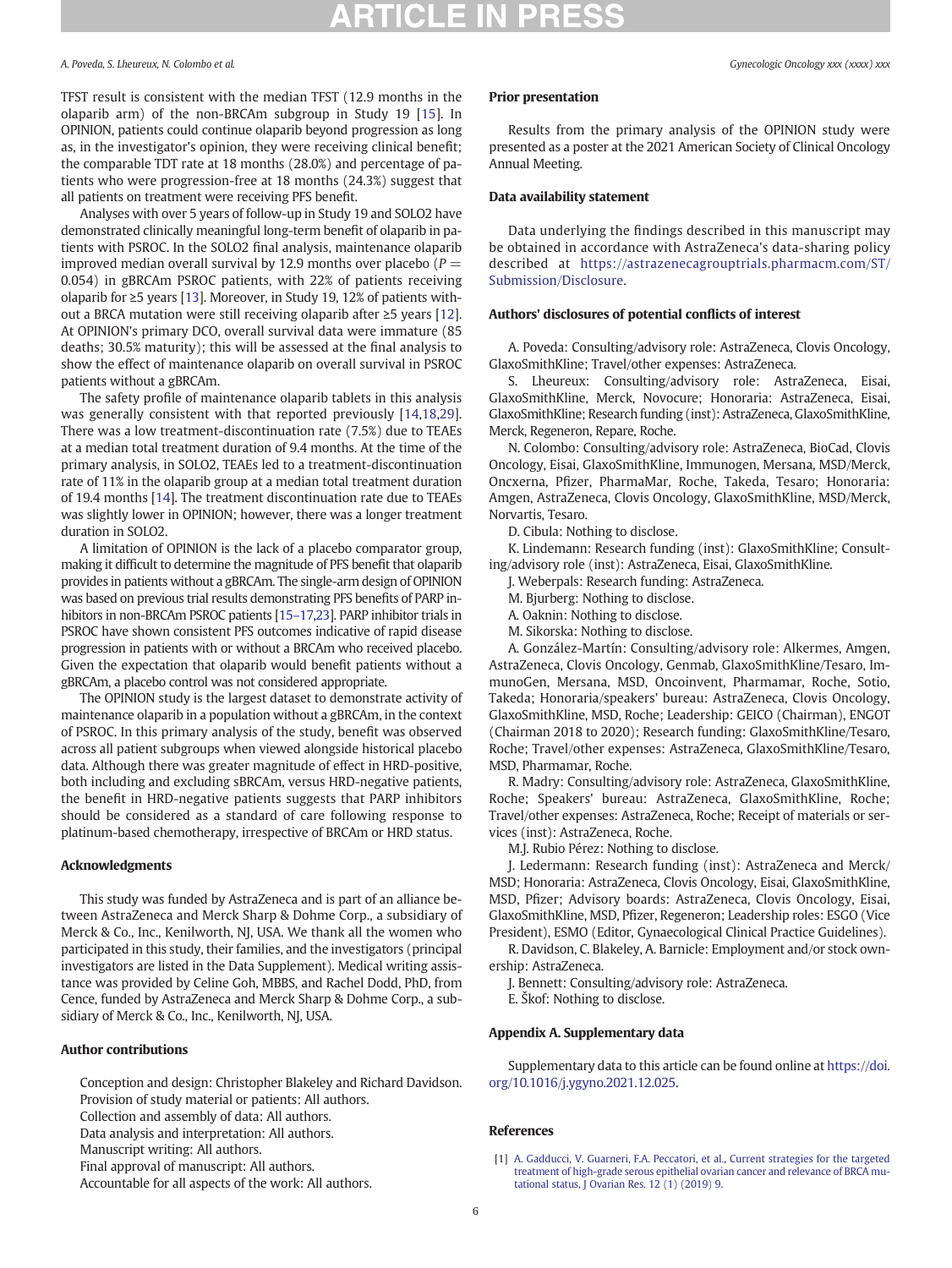TFST result is consistent with the median TFST (12.9 months in the olaparib arm) of the non-BRCAm subgroup in Study 19 [15]. In OPINION, patients could continue olaparib beyond progression as long as, in the investigator's opinion, they were receiving clinical benefit; the comparable TDT rate at 18 months (28.0%) and percentage of patients who were progression-free at 18 months (24.3%) suggest that all patients on treatment were receiving PFS benefit.

Analyses with over 5 years of follow-up in Study 19 and SOLO2 have demonstrated clinically meaningful long-term benefit of olaparib in patients with PSROC. In the SOLO2 final analysis, maintenance olaparib improved median overall survival by 12.9 months over placebo ($P = 0.054$) in gBRCAm PSROC patients, with 22% of patients receiving olaparib for ≥5 years [13]. Moreover, in Study 19, 12% of patients without a BRCA mutation were still receiving olaparib after ≥5 years [12]. At OPINION's primary DCO, overall survival data were immature (85 deaths; 30.5% maturity); this will be assessed at the final analysis to show the effect of maintenance olaparib on overall survival in PSROC patients without a gBRCAm.

The safety profile of maintenance olaparib tablets in this analysis was generally consistent with that reported previously [14,18,29]. There was a low treatment-discontinuation rate (7.5%) due to TEAEs at a median total treatment duration of 9.4 months. At the time of the primary analysis, in SOLO2, TEAEs led to a treatment-discontinuation rate of 11% in the olaparib group at a median total treatment duration of 19.4 months [14]. The treatment discontinuation rate due to TEAEs was slightly lower in OPINION; however, there was a longer treatment duration in SOLO2.

A limitation of OPINION is the lack of a placebo comparator group, making it difficult to determine the magnitude of PFS benefit that olaparib provides in patients without a gBRCAm. The single-arm design of OPINION was based on previous trial results demonstrating PFS benefits of PARP inhibitors in non-BRCAm PSROC patients [15–17,23]. PARP inhibitor trials in PSROC have shown consistent PFS outcomes indicative of rapid disease progression in patients with or without a BRCAm who received placebo. Given the expectation that olaparib would benefit patients without a gBRCAm, a placebo control was not considered appropriate.

The OPINION study is the largest dataset to demonstrate activity of maintenance olaparib in a population without a gBRCAm, in the context of PSROC. In this primary analysis of the study, benefit was observed across all patient subgroups when viewed alongside historical placebo data. Although there was greater magnitude of effect in HRD-positive, both including and excluding sBRCAm, versus HRD-negative patients, the benefit in HRD-negative patients suggests that PARP inhibitors should be considered as a standard of care following response to platinum-based chemotherapy, irrespective of BRCAm or HRD status.

## Acknowledgments

This study was funded by AstraZeneca and is part of an alliance between AstraZeneca and Merck Sharp & Dohme Corp., a subsidiary of Merck & Co., Inc., Kenilworth, NJ, USA. We thank all the women who participated in this study, their families, and the investigators (principal investigators are listed in the Data Supplement). Medical writing assistance was provided by Celine Goh, MBBS, and Rachel Dodd, PhD, from Cence, funded by AstraZeneca and Merck Sharp & Dohme Corp., a subsidiary of Merck & Co., Inc., Kenilworth, NJ, USA.

## Author contributions

Conception and design: Christopher Blakeley and Richard Davidson.
Provision of study material or patients: All authors.
Collection and assembly of data: All authors.
Data analysis and interpretation: All authors.
Manuscript writing: All authors.
Final approval of manuscript: All authors.
Accountable for all aspects of the work: All authors.

## Prior presentation

Results from the primary analysis of the OPINION study were presented as a poster at the 2021 American Society of Clinical Oncology Annual Meeting.

## Data availability statement

Data underlying the findings described in this manuscript may be obtained in accordance with AstraZeneca's data-sharing policy described at https://astrazenecagrouptrials.pharmacm.com/ST/Submission/Disclosure.

## Authors' disclosures of potential conflicts of interest

A. Poveda: Consulting/advisory role: AstraZeneca, Clovis Oncology, GlaxoSmithKline; Travel/other expenses: AstraZeneca.

S. Lheureux: Consulting/advisory role: AstraZeneca, Eisai, GlaxoSmithKline, Merck, Novocure; Honoraria: AstraZeneca, Eisai, GlaxoSmithKline; Research funding (inst): AstraZeneca, GlaxoSmithKline, Merck, Regeneron, Repare, Roche.

N. Colombo: Consulting/advisory role: AstraZeneca, BioCad, Clovis Oncology, Eisai, GlaxoSmithKline, Immunogen, Mersana, MSD/Merck, Oncxerna, Pfizer, PharmaMar, Roche, Takeda, Tesaro; Honoraria: Amgen, AstraZeneca, Clovis Oncology, GlaxoSmithKline, MSD/Merck, Norvartis, Tesaro.

D. Cibula: Nothing to disclose.

K. Lindemann: Research funding (inst): GlaxoSmithKline; Consulting/advisory role (inst): AstraZeneca, Eisai, GlaxoSmithKline.

J. Weberpals: Research funding: AstraZeneca.

M. Bjurberg: Nothing to disclose.

A. Oaknin: Nothing to disclose.

M. Sikorska: Nothing to disclose.

A. González-Martín: Consulting/advisory role: Alkermes, Amgen, AstraZeneca, Clovis Oncology, Genmab, GlaxoSmithKline/Tesaro, ImmunoGen, Mersana, MSD, Oncoinvent, Pharmamar, Roche, Sotio, Takeda; Honoraria/speakers' bureau: AstraZeneca, Clovis Oncology, GlaxoSmithKline, MSD, Roche; Leadership: GEICO (Chairman), ENGOT (Chairman 2018 to 2020); Research funding: GlaxoSmithKline/Tesaro, Roche; Travel/other expenses: AstraZeneca, GlaxoSmithKline/Tesaro, MSD, Pharmamar, Roche.

R. Madry: Consulting/advisory role: AstraZeneca, GlaxoSmithKline, Roche; Speakers' bureau: AstraZeneca, GlaxoSmithKline, Roche; Travel/other expenses: AstraZeneca, Roche; Receipt of materials or services (inst): AstraZeneca, Roche.

M.J. Rubio Pérez: Nothing to disclose.

J. Ledermann: Research funding (inst): AstraZeneca and Merck/MSD; Honoraria: AstraZeneca, Clovis Oncology, Eisai, GlaxoSmithKline, MSD, Pfizer; Advisory boards: AstraZeneca, Clovis Oncology, Eisai, GlaxoSmithKline, MSD, Pfizer, Regeneron; Leadership roles: ESGO (Vice President), ESMO (Editor, Gynaecological Clinical Practice Guidelines).

R. Davidson, C. Blakeley, A. Barnicle: Employment and/or stock ownership: AstraZeneca.

J. Bennett: Consulting/advisory role: AstraZeneca.

E. Škof: Nothing to disclose.

## Appendix A. Supplementary data

Supplementary data to this article can be found online at https://doi.org/10.1016/j.ygyno.2021.12.025.

## References

[1] A. Gadducci, V. Guarneri, F.A. Peccatori, et al., Current strategies for the targeted treatment of high-grade serous epithelial ovarian cancer and relevance of BRCA mutational status, J Ovarian Res. 12 (1) (2019) 9.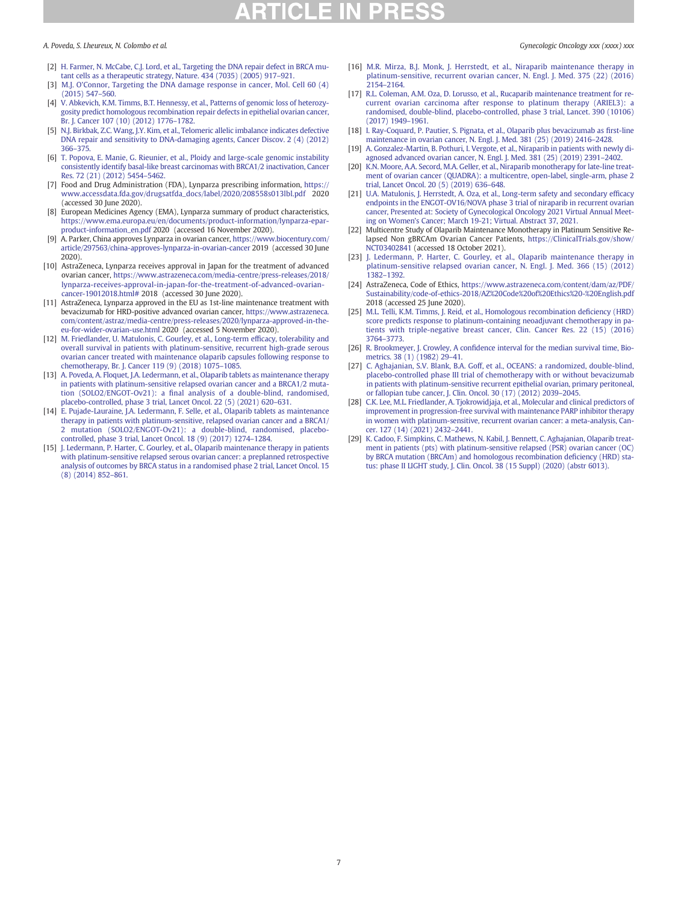[2] H. Farmer, N. McCabe, C.J. Lord, et al., Targeting the DNA repair defect in BRCA mutant cells as a therapeutic strategy, Nature. 434 (7035) (2005) 917–921.

[3] M.J. O'Connor, Targeting the DNA damage response in cancer, Mol. Cell 60 (4) (2015) 547–560.

[4] V. Abkevich, K.M. Timms, B.T. Hennessy, et al., Patterns of genomic loss of heterozygosity predict homologous recombination repair defects in epithelial ovarian cancer, Br. J. Cancer 107 (10) (2012) 1776–1782.

[5] N.J. Birkbak, Z.C. Wang, J.Y. Kim, et al., Telomeric allelic imbalance indicates defective DNA repair and sensitivity to DNA-damaging agents, Cancer Discov. 2 (4) (2012) 366–375.

[6] T. Popova, E. Manie, G. Rieunier, et al., Ploidy and large-scale genomic instability consistently identify basal-like breast carcinomas with BRCA1/2 inactivation, Cancer Res. 72 (21) (2012) 5454–5462.

[7] Food and Drug Administration (FDA), Lynparza prescribing information, https://www.accessdata.fda.gov/drugsatfda_docs/label/2020/208558s013lbl.pdf 2020 (accessed 30 June 2020).

[8] European Medicines Agency (EMA), Lynparza summary of product characteristics, https://www.ema.europa.eu/en/documents/product-information/lynparza-epar-product-information_en.pdf 2020 (accessed 16 November 2020).

[9] A. Parker, China approves Lynparza in ovarian cancer, https://www.biocentury.com/article/297563/china-approves-lynparza-in-ovarian-cancer 2019 (accessed 30 June 2020).

[10] AstraZeneca, Lynparza receives approval in Japan for the treatment of advanced ovarian cancer, https://www.astrazeneca.com/media-centre/press-releases/2018/lynparza-receives-approval-in-japan-for-the-treatment-of-advanced-ovarian-cancer-19012018.html# 2018 (accessed 30 June 2020).

[11] AstraZeneca, Lynparza approved in the EU as 1st-line maintenance treatment with bevacizumab for HRD-positive advanced ovarian cancer, https://www.astrazeneca.com/content/astraz/media-centre/press-releases/2020/lynparza-approved-in-the-eu-for-wider-ovarian-use.html 2020 (accessed 5 November 2020).

[12] M. Friedlander, U. Matulonis, C. Gourley, et al., Long-term efficacy, tolerability and overall survival in patients with platinum-sensitive, recurrent high-grade serous ovarian cancer treated with maintenance olaparib capsules following response to chemotherapy, Br. J. Cancer 119 (9) (2018) 1075–1085.

[13] A. Poveda, A. Floquet, J.A. Ledermann, et al., Olaparib tablets as maintenance therapy in patients with platinum-sensitive relapsed ovarian cancer and a BRCA1/2 mutation (SOLO2/ENGOT-Ov21): a final analysis of a double-blind, randomised, placebo-controlled, phase 3 trial, Lancet Oncol. 22 (5) (2021) 620–631.

[14] E. Pujade-Lauraine, J.A. Ledermann, F. Selle, et al., Olaparib tablets as maintenance therapy in patients with platinum-sensitive, relapsed ovarian cancer and a BRCA1/2 mutation (SOLO2/ENGOT-Ov21): a double-blind, randomised, placebo-controlled, phase 3 trial, Lancet Oncol. 18 (9) (2017) 1274–1284.

[15] J. Ledermann, P. Harter, C. Gourley, et al., Olaparib maintenance therapy in patients with platinum-sensitive relapsed serous ovarian cancer: a preplanned retrospective analysis of outcomes by BRCA status in a randomised phase 2 trial, Lancet Oncol. 15 (8) (2014) 852–861.

[16] M.R. Mirza, B.J. Monk, J. Herrstedt, et al., Niraparib maintenance therapy in platinum-sensitive, recurrent ovarian cancer, N. Engl. J. Med. 375 (22) (2016) 2154–2164.

[17] R.L. Coleman, A.M. Oza, D. Lorusso, et al., Rucaparib maintenance treatment for recurrent ovarian carcinoma after response to platinum therapy (ARIEL3): a randomised, double-blind, placebo-controlled, phase 3 trial, Lancet. 390 (10106) (2017) 1949–1961.

[18] I. Ray-Coquard, P. Pautier, S. Pignata, et al., Olaparib plus bevacizumab as first-line maintenance in ovarian cancer, N. Engl. J. Med. 381 (25) (2019) 2416–2428.

[19] A. Gonzalez-Martin, B. Pothuri, I. Vergote, et al., Niraparib in patients with newly diagnosed advanced ovarian cancer, N. Engl. J. Med. 381 (25) (2019) 2391–2402.

[20] K.N. Moore, A.A. Secord, M.A. Geller, et al., Niraparib monotherapy for late-line treatment of ovarian cancer (QUADRA): a multicentre, open-label, single-arm, phase 2 trial, Lancet Oncol. 20 (5) (2019) 636–648.

[21] U.A. Matulonis, J. Herrstedt, A. Oza, et al., Long-term safety and secondary efficacy endpoints in the ENGOT-OV16/NOVA phase 3 trial of niraparib in recurrent ovarian cancer, Presented at: Society of Gynecological Oncology 2021 Virtual Annual Meeting on Women's Cancer; March 19-21; Virtual. Abstract 37, 2021.

[22] Multicentre Study of Olaparib Maintenance Monotherapy in Platinum Sensitive Relapsed Non gBRCAm Ovarian Cancer Patients, https://ClinicalTrials.gov/show/NCT03402841 (accessed 18 October 2021).

[23] J. Ledermann, P. Harter, C. Gourley, et al., Olaparib maintenance therapy in platinum-sensitive relapsed ovarian cancer, N. Engl. J. Med. 366 (15) (2012) 1382–1392.

[24] AstraZeneca, Code of Ethics, https://www.astrazeneca.com/content/dam/az/PDF/Sustainability/code-of-ethics-2018/AZ%20Code%20of%20Ethics%20-%20English.pdf 2018 (accessed 25 June 2020).

[25] M.L. Telli, K.M. Timms, J. Reid, et al., Homologous recombination deficiency (HRD) score predicts response to platinum-containing neoadjuvant chemotherapy in patients with triple-negative breast cancer, Clin. Cancer Res. 22 (15) (2016) 3764–3773.

[26] R. Brookmeyer, J. Crowley, A confidence interval for the median survival time, Biometrics. 38 (1) (1982) 29–41.

[27] C. Aghajanian, S.V. Blank, B.A. Goff, et al., OCEANS: a randomized, double-blind, placebo-controlled phase III trial of chemotherapy with or without bevacizumab in patients with platinum-sensitive recurrent epithelial ovarian, primary peritoneal, or fallopian tube cancer, J. Clin. Oncol. 30 (17) (2012) 2039–2045.

[28] C.K. Lee, M.L. Friedlander, A. Tjokrowidjaja, et al., Molecular and clinical predictors of improvement in progression-free survival with maintenance PARP inhibitor therapy in women with platinum-sensitive, recurrent ovarian cancer: a meta-analysis, Cancer. 127 (14) (2021) 2432–2441.

[29] K. Cadoo, F. Simpkins, C. Mathews, N. Kabil, J. Bennett, C. Aghajanian, Olaparib treatment in patients (pts) with platinum-sensitive relapsed (PSR) ovarian cancer (OC) by BRCA mutation (BRCAm) and homologous recombination deficiency (HRD) status: phase II LIGHT study, J. Clin. Oncol. 38 (15 Suppl) (2020) (abstr 6013).